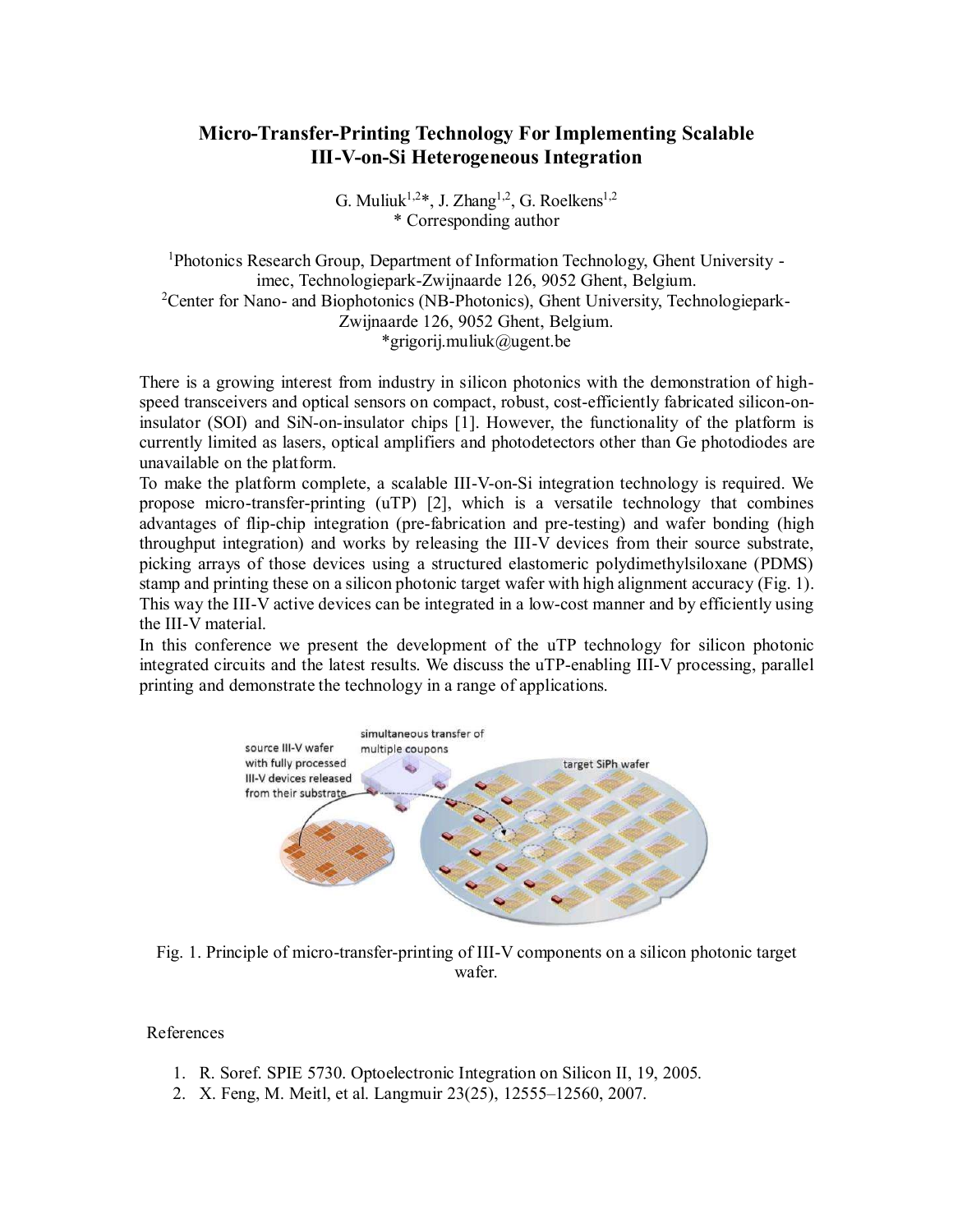# Micro-Transfer-Printing Technology For Implementing Scalable III-V-on-Si Heterogeneous Integration

G. Muliuk[1,2]*, J. Zhang[1,2], G. Roelkens[1,2]
* Corresponding author

[1]Photonics Research Group, Department of Information Technology, Ghent University - imec, Technologiepark-Zwijnaarde 126, 9052 Ghent, Belgium.
[2]Center for Nano- and Biophotonics (NB-Photonics), Ghent University, Technologiepark-Zwijnaarde 126, 9052 Ghent, Belgium.
*grigorij.muliuk@ugent.be

There is a growing interest from industry in silicon photonics with the demonstration of high-speed transceivers and optical sensors on compact, robust, cost-efficiently fabricated silicon-on-insulator (SOI) and SiN-on-insulator chips [1]. However, the functionality of the platform is currently limited as lasers, optical amplifiers and photodetectors other than Ge photodiodes are unavailable on the platform.

To make the platform complete, a scalable III-V-on-Si integration technology is required. We propose micro-transfer-printing (uTP) [2], which is a versatile technology that combines advantages of flip-chip integration (pre-fabrication and pre-testing) and wafer bonding (high throughput integration) and works by releasing the III-V devices from their source substrate, picking arrays of those devices using a structured elastomeric polydimethylsiloxane (PDMS) stamp and printing these on a silicon photonic target wafer with high alignment accuracy (Fig. 1). This way the III-V active devices can be integrated in a low-cost manner and by efficiently using the III-V material.

In this conference we present the development of the uTP technology for silicon photonic integrated circuits and the latest results. We discuss the uTP-enabling III-V processing, parallel printing and demonstrate the technology in a range of applications.

Fig. 1. Principle of micro-transfer-printing of III-V components on a silicon photonic target wafer.

References

1. R. Soref. SPIE 5730. Optoelectronic Integration on Silicon II, 19, 2005.
2. X. Feng, M. Meitl, et al. Langmuir 23(25), 12555–12560, 2007.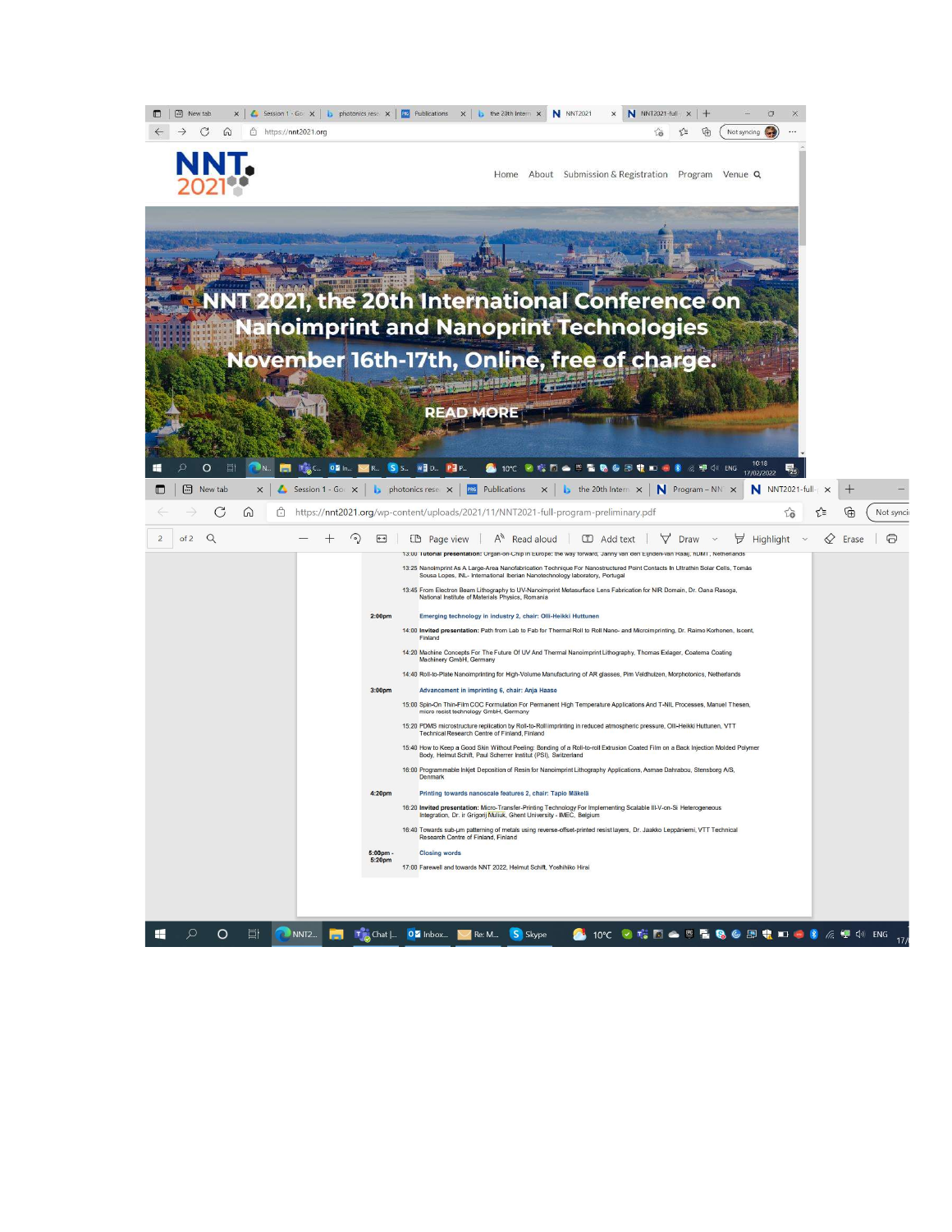# NNT 2021, the 20th International Conference on Nanoimprint and Nanoprint Technologies

November 16th-17th, Online, free of charge.

READ MORE

13:00 **Tutorial presentation:** Organ-on-Chip in Europe: the way forward, Janny van den Eijnden-van Raaij, hDMT, Netherlands

13:25 Nanoimprint As A Large-Area Nanofabrication Technique For Nanostructured Point Contacts In Ultrathin Solar Cells, Tomás Sousa Lopes, INL- International Iberian Nanotechnology laboratory, Portugal

13:45 From Electron Beam Lithography to UV-Nanoimprint Metasurface Lens Fabrication for NIR Domain, Dr. Oana Rasoga, National Institute of Materials Physics, Romania

**2:00pm** — **Emerging technology in industry 2, chair: Olli-Heikki Huttunen**

14:00 **Invited presentation:** Path from Lab to Fab for Thermal Roll to Roll Nano- and Microimprinting, Dr. Raimo Korhonen, Iscent, Finland

14:20 Machine Concepts For The Future Of UV And Thermal Nanoimprint Lithography, Thomas Exlager, Coatema Coating Machinery GmbH, Germany

14:40 Roll-to-Plate Nanoimprinting for High-Volume Manufacturing of AR glasses, Pim Veldhuizen, Morphotonics, Netherlands

**3:00pm** — **Advancement in imprinting 6, chair: Anja Haase**

15:00 Spin-On Thin-Film COC Formulation For Permanent High Temperature Applications And T-NIL Processes, Manuel Thesen, micro resist technology GmbH, Germany

15:20 PDMS microstructure replication by Roll-to-Roll imprinting in reduced atmospheric pressure, Olli-Heikki Huttunen, VTT Technical Research Centre of Finland, Finland

15:40 How to Keep a Good Skin Without Peeling: Bonding of a Roll-to-roll Extrusion Coated Film on a Back Injection Molded Polymer Body, Helmut Schift, Paul Scherrer Institut (PSI), Switzerland

16:00 Programmable Inkjet Deposition of Resin for Nanoimprint Lithography Applications, Asmae Dahrabou, Stensborg A/S, Denmark

**4:20pm** — **Printing towards nanoscale features 2, chair: Tapio Mäkelä**

16:20 **Invited presentation:** Micro-Transfer-Printing Technology For Implementing Scalable III-V-on-Si Heterogeneous Integration, Dr. ir Grigorij Muliuk, Ghent University - IMEC, Belgium

16:40 Towards sub-µm patterning of metals using reverse-offset-printed resist layers, Dr. Jaakko Leppäniemi, VTT Technical Research Centre of Finland, Finland

**5:00pm - 5:20pm** — **Closing words**

17:00 Farewell and towards NNT 2022, Helmut Schift, Yoshihiko Hirai